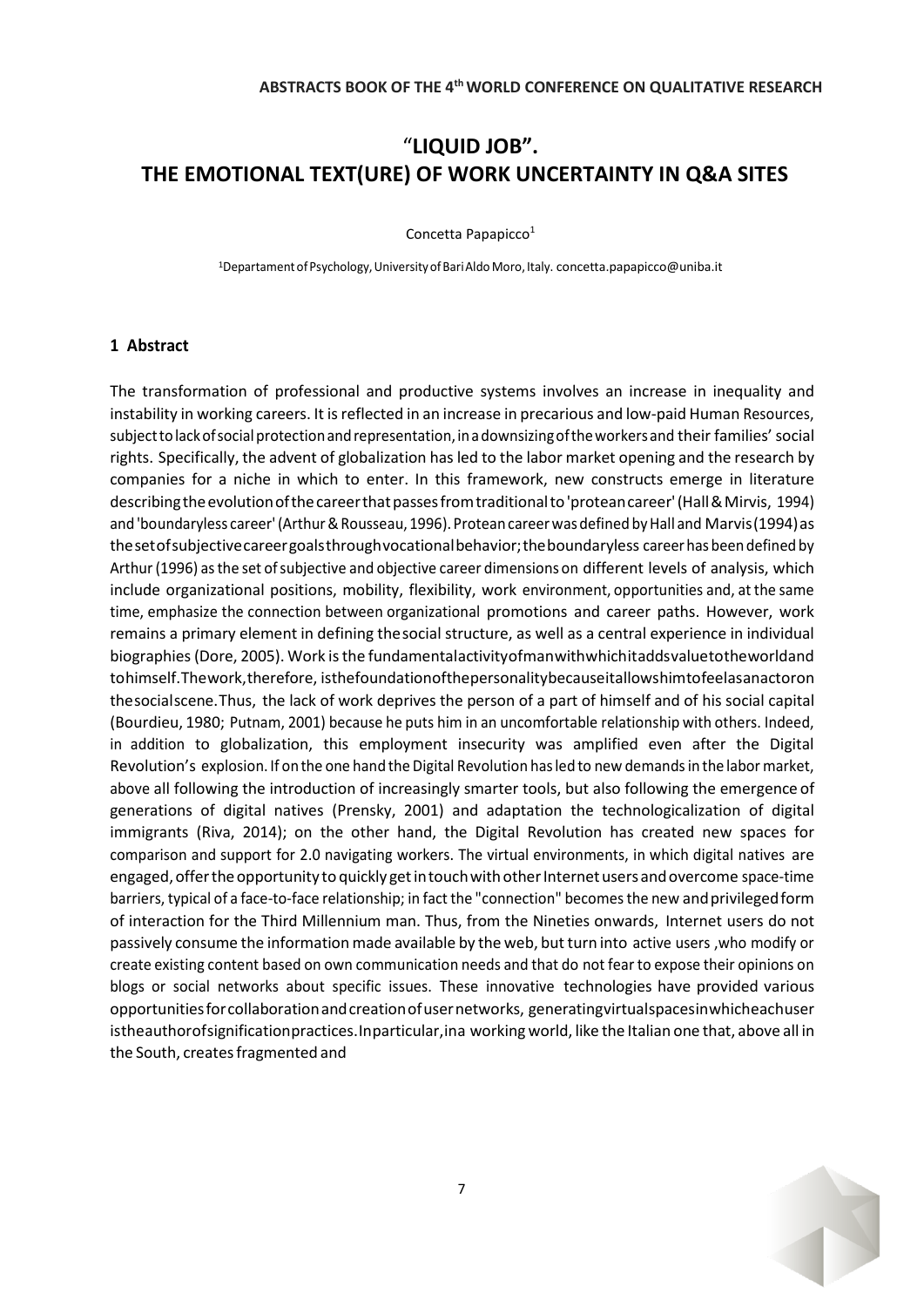# "LIQUID JOB". THE EMOTIONAL TEXT(URE) OF WORK UNCERTAINTY IN Q&A SITES

Concetta Papapicco[1]

[1]Departament of Psychology, University of Bari Aldo Moro, Italy. concetta.papapicco@uniba.it

## 1 Abstract

The transformation of professional and productive systems involves an increase in inequality and instability in working careers. It is reflected in an increase in precarious and low-paid Human Resources, subject to lack of social protection and representation, in a downsizing of the workers and their families' social rights. Specifically, the advent of globalization has led to the labor market opening and the research by companies for a niche in which to enter. In this framework, new constructs emerge in literature describing the evolution of the career that passes from traditional to 'protean career' (Hall & Mirvis, 1994) and 'boundaryless career' (Arthur & Rousseau, 1996). Protean career was defined by Hall and Marvis (1994) as the set of subjective career goals through vocational behavior; the boundaryless career has been defined by Arthur (1996) as the set of subjective and objective career dimensions on different levels of analysis, which include organizational positions, mobility, flexibility, work environment, opportunities and, at the same time, emphasize the connection between organizational promotions and career paths. However, work remains a primary element in defining the social structure, as well as a central experience in individual biographies (Dore, 2005). Work is the fundamental activity of man with which it adds value to the world and to himself. The work, therefore, is the foundation of the personality because it allows him to feel as an actor on the social scene. Thus, the lack of work deprives the person of a part of himself and of his social capital (Bourdieu, 1980; Putnam, 2001) because he puts him in an uncomfortable relationship with others. Indeed, in addition to globalization, this employment insecurity was amplified even after the Digital Revolution's explosion. If on the one hand the Digital Revolution has led to new demands in the labor market, above all following the introduction of increasingly smarter tools, but also following the emergence of generations of digital natives (Prensky, 2001) and adaptation the technologicalization of digital immigrants (Riva, 2014); on the other hand, the Digital Revolution has created new spaces for comparison and support for 2.0 navigating workers. The virtual environments, in which digital natives are engaged, offer the opportunity to quickly get in touch with other Internet users and overcome space-time barriers, typical of a face-to-face relationship; in fact the "connection" becomes the new and privileged form of interaction for the Third Millennium man. Thus, from the Nineties onwards, Internet users do not passively consume the information made available by the web, but turn into active users ,who modify or create existing content based on own communication needs and that do not fear to expose their opinions on blogs or social networks about specific issues. These innovative technologies have provided various opportunities for collaboration and creation of user networks, generating virtual spaces in which each user is the author of signification practices. In particular, in a working world, like the Italian one that, above all in the South, creates fragmented and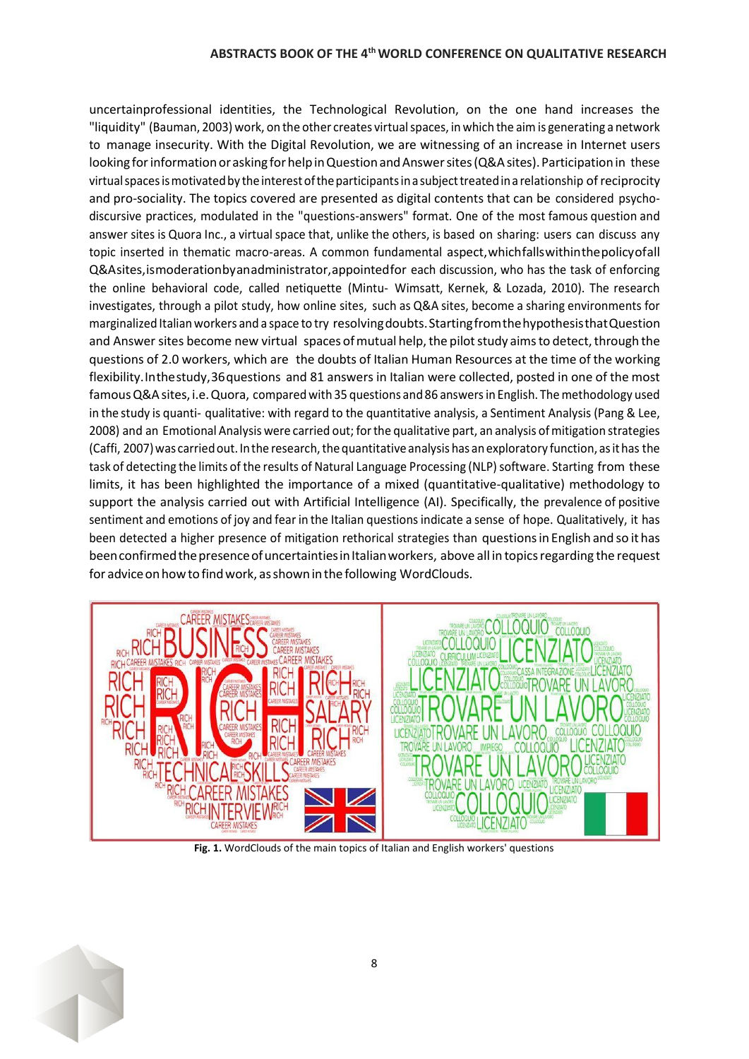uncertainprofessional identities, the Technological Revolution, on the one hand increases the "liquidity" (Bauman, 2003) work, on the other creates virtual spaces, in which the aim is generating a network to manage insecurity. With the Digital Revolution, we are witnessing of an increase in Internet users looking for information or asking for help in Question and Answer sites (Q&A sites). Participation in these virtual spaces is motivated by the interest of the participants in a subject treated in a relationship of reciprocity and pro-sociality. The topics covered are presented as digital contents that can be considered psycho-discursive practices, modulated in the "questions-answers" format. One of the most famous question and answer sites is Quora Inc., a virtual space that, unlike the others, is based on sharing: users can discuss any topic inserted in thematic macro-areas. A common fundamental aspect,whichfallswithinthepolicyofall Q&Asites,ismoderationbyanadministrator,appointedfor each discussion, who has the task of enforcing the online behavioral code, called netiquette (Mintu- Wimsatt, Kernek, & Lozada, 2010). The research investigates, through a pilot study, how online sites, such as Q&A sites, become a sharing environments for marginalized Italian workers and a space to try resolving doubts. Starting from the hypothesis that Question and Answer sites become new virtual spaces of mutual help, the pilot study aims to detect, through the questions of 2.0 workers, which are the doubts of Italian Human Resources at the time of the working flexibility. In the study, 36 questions and 81 answers in Italian were collected, posted in one of the most famous Q&A sites, i.e. Quora, compared with 35 questions and 86 answers in English. The methodology used in the study is quanti- qualitative: with regard to the quantitative analysis, a Sentiment Analysis (Pang & Lee, 2008) and an Emotional Analysis were carried out; for the qualitative part, an analysis of mitigation strategies (Caffi, 2007) was carried out. In the research, the quantitative analysis has an exploratory function, as it has the task of detecting the limits of the results of Natural Language Processing (NLP) software. Starting from these limits, it has been highlighted the importance of a mixed (quantitative-qualitative) methodology to support the analysis carried out with Artificial Intelligence (AI). Specifically, the prevalence of positive sentiment and emotions of joy and fear in the Italian questions indicate a sense of hope. Qualitatively, it has been detected a higher presence of mitigation rethorical strategies than questions in English and so it has been confirmed the presence of uncertainties in Italian workers, above all in topics regarding the request for advice on how to find work, as shown in the following WordClouds.

**Fig. 1.** WordClouds of the main topics of Italian and English workers' questions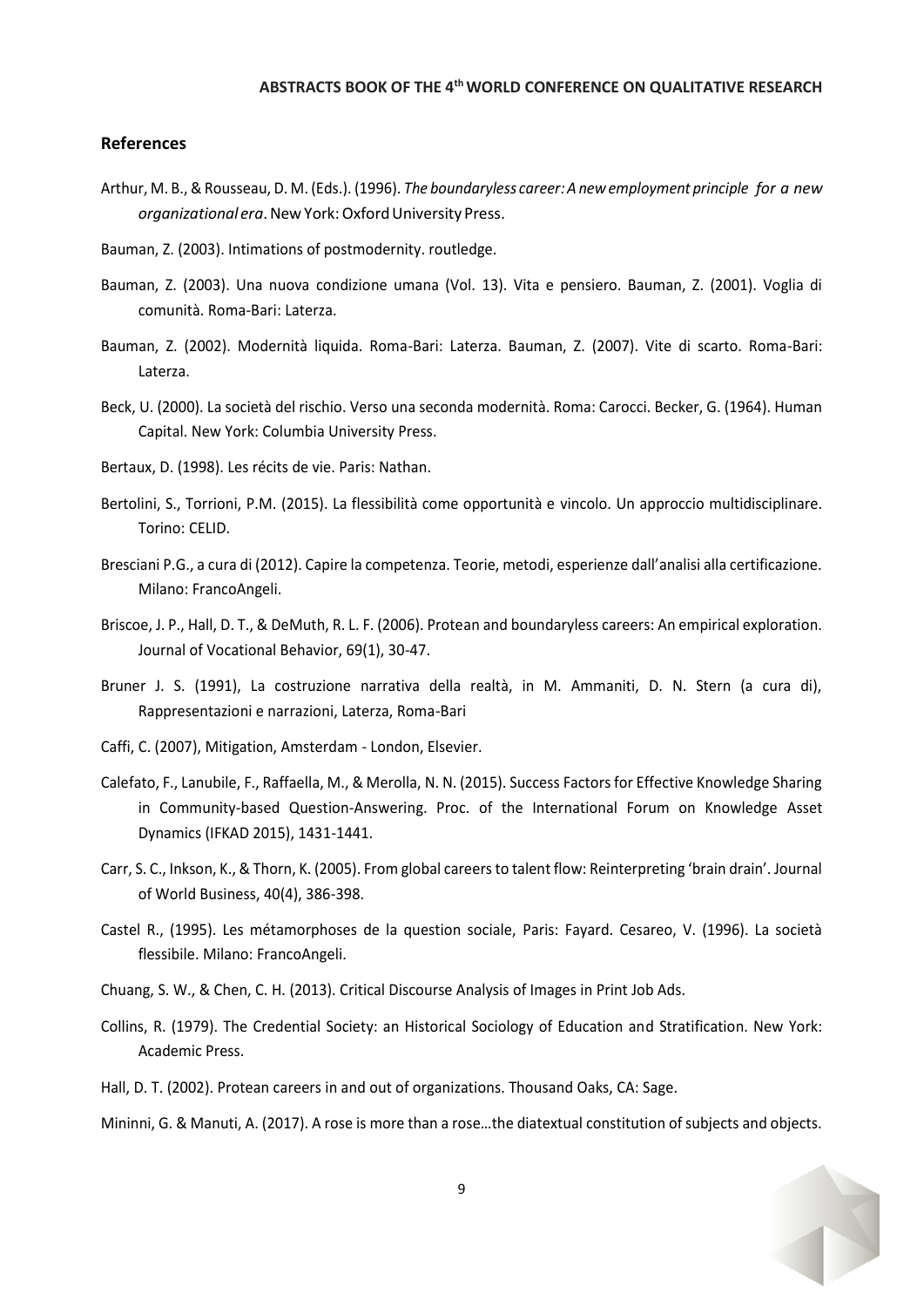## References

Arthur, M. B., & Rousseau, D. M. (Eds.). (1996). *The boundaryless career: A new employment principle for a new organizational era*. New York: Oxford University Press.

Bauman, Z. (2003). Intimations of postmodernity. routledge.

Bauman, Z. (2003). Una nuova condizione umana (Vol. 13). Vita e pensiero. Bauman, Z. (2001). Voglia di comunità. Roma-Bari: Laterza.

Bauman, Z. (2002). Modernità liquida. Roma-Bari: Laterza. Bauman, Z. (2007). Vite di scarto. Roma-Bari: Laterza.

Beck, U. (2000). La società del rischio. Verso una seconda modernità. Roma: Carocci. Becker, G. (1964). Human Capital. New York: Columbia University Press.

Bertaux, D. (1998). Les récits de vie. Paris: Nathan.

Bertolini, S., Torrioni, P.M. (2015). La flessibilità come opportunità e vincolo. Un approccio multidisciplinare. Torino: CELID.

Bresciani P.G., a cura di (2012). Capire la competenza. Teorie, metodi, esperienze dall'analisi alla certificazione. Milano: FrancoAngeli.

Briscoe, J. P., Hall, D. T., & DeMuth, R. L. F. (2006). Protean and boundaryless careers: An empirical exploration. Journal of Vocational Behavior, 69(1), 30-47.

Bruner J. S. (1991), La costruzione narrativa della realtà, in M. Ammaniti, D. N. Stern (a cura di), Rappresentazioni e narrazioni, Laterza, Roma-Bari

Caffi, C. (2007), Mitigation, Amsterdam - London, Elsevier.

Calefato, F., Lanubile, F., Raffaella, M., & Merolla, N. N. (2015). Success Factors for Effective Knowledge Sharing in Community-based Question-Answering. Proc. of the International Forum on Knowledge Asset Dynamics (IFKAD 2015), 1431-1441.

Carr, S. C., Inkson, K., & Thorn, K. (2005). From global careers to talent flow: Reinterpreting 'brain drain'. Journal of World Business, 40(4), 386-398.

Castel R., (1995). Les métamorphoses de la question sociale, Paris: Fayard. Cesareo, V. (1996). La società flessibile. Milano: FrancoAngeli.

Chuang, S. W., & Chen, C. H. (2013). Critical Discourse Analysis of Images in Print Job Ads.

Collins, R. (1979). The Credential Society: an Historical Sociology of Education and Stratification. New York: Academic Press.

Hall, D. T. (2002). Protean careers in and out of organizations. Thousand Oaks, CA: Sage.

Mininni, G. & Manuti, A. (2017). A rose is more than a rose…the diatextual constitution of subjects and objects.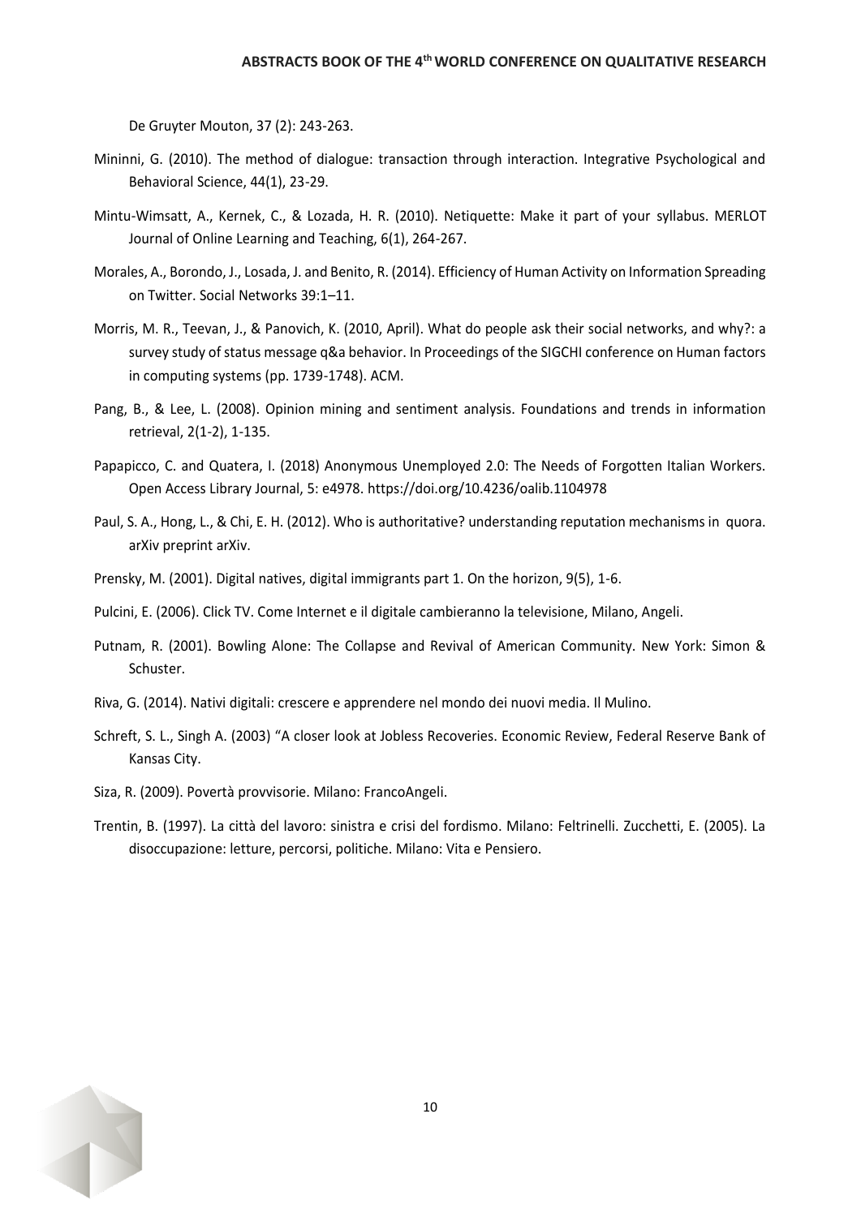De Gruyter Mouton, 37 (2): 243-263.

Mininni, G. (2010). The method of dialogue: transaction through interaction. Integrative Psychological and Behavioral Science, 44(1), 23-29.

Mintu-Wimsatt, A., Kernek, C., & Lozada, H. R. (2010). Netiquette: Make it part of your syllabus. MERLOT Journal of Online Learning and Teaching, 6(1), 264-267.

Morales, A., Borondo, J., Losada, J. and Benito, R. (2014). Efficiency of Human Activity on Information Spreading on Twitter. Social Networks 39:1–11.

Morris, M. R., Teevan, J., & Panovich, K. (2010, April). What do people ask their social networks, and why?: a survey study of status message q&a behavior. In Proceedings of the SIGCHI conference on Human factors in computing systems (pp. 1739-1748). ACM.

Pang, B., & Lee, L. (2008). Opinion mining and sentiment analysis. Foundations and trends in information retrieval, 2(1-2), 1-135.

Papapicco, C. and Quatera, I. (2018) Anonymous Unemployed 2.0: The Needs of Forgotten Italian Workers. Open Access Library Journal, 5: e4978. https://doi.org/10.4236/oalib.1104978

Paul, S. A., Hong, L., & Chi, E. H. (2012). Who is authoritative? understanding reputation mechanisms in quora. arXiv preprint arXiv.

Prensky, M. (2001). Digital natives, digital immigrants part 1. On the horizon, 9(5), 1-6.

Pulcini, E. (2006). Click TV. Come Internet e il digitale cambieranno la televisione, Milano, Angeli.

Putnam, R. (2001). Bowling Alone: The Collapse and Revival of American Community. New York: Simon & Schuster.

Riva, G. (2014). Nativi digitali: crescere e apprendere nel mondo dei nuovi media. Il Mulino.

Schreft, S. L., Singh A. (2003) "A closer look at Jobless Recoveries. Economic Review, Federal Reserve Bank of Kansas City.

Siza, R. (2009). Povertà provvisorie. Milano: FrancoAngeli.

Trentin, B. (1997). La città del lavoro: sinistra e crisi del fordismo. Milano: Feltrinelli. Zucchetti, E. (2005). La disoccupazione: letture, percorsi, politiche. Milano: Vita e Pensiero.